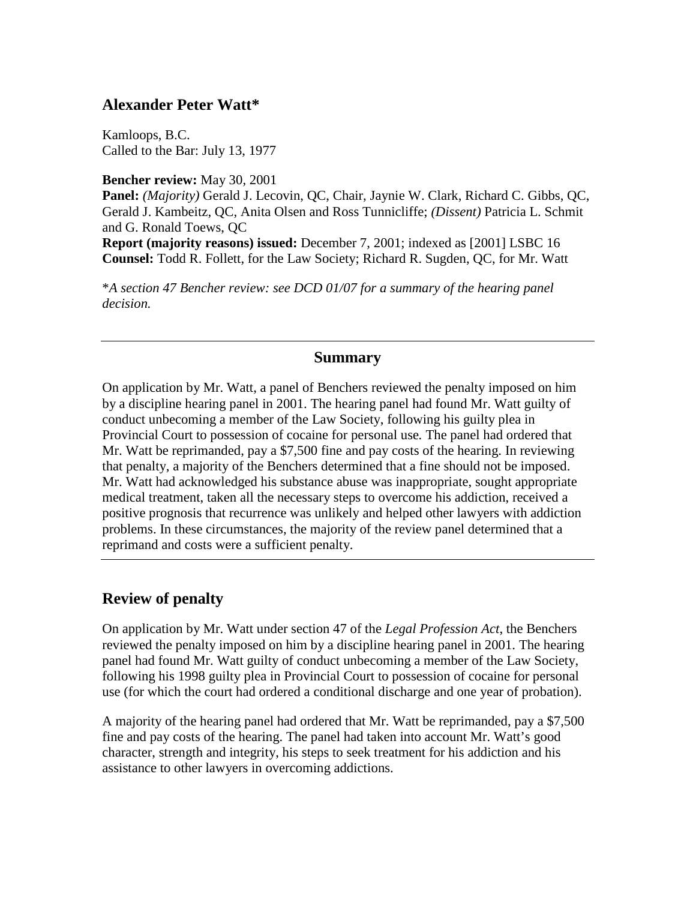## Alexander Peter Watt*

Kamloops, B.C.
Called to the Bar: July 13, 1977

**Bencher review:** May 30, 2001
**Panel:** *(Majority)* Gerald J. Lecovin, QC, Chair, Jaynie W. Clark, Richard C. Gibbs, QC, Gerald J. Kambeitz, QC, Anita Olsen and Ross Tunnicliffe; *(Dissent)* Patricia L. Schmit and G. Ronald Toews, QC
**Report (majority reasons) issued:** December 7, 2001; indexed as [2001] LSBC 16
**Counsel:** Todd R. Follett, for the Law Society; Richard R. Sugden, QC, for Mr. Watt

**A section 47 Bencher review: see DCD 01/07 for a summary of the hearing panel decision.*

---

### Summary

On application by Mr. Watt, a panel of Benchers reviewed the penalty imposed on him by a discipline hearing panel in 2001. The hearing panel had found Mr. Watt guilty of conduct unbecoming a member of the Law Society, following his guilty plea in Provincial Court to possession of cocaine for personal use. The panel had ordered that Mr. Watt be reprimanded, pay a $7,500 fine and pay costs of the hearing. In reviewing that penalty, a majority of the Benchers determined that a fine should not be imposed. Mr. Watt had acknowledged his substance abuse was inappropriate, sought appropriate medical treatment, taken all the necessary steps to overcome his addiction, received a positive prognosis that recurrence was unlikely and helped other lawyers with addiction problems. In these circumstances, the majority of the review panel determined that a reprimand and costs were a sufficient penalty.

---

## Review of penalty

On application by Mr. Watt under section 47 of the *Legal Profession Act*, the Benchers reviewed the penalty imposed on him by a discipline hearing panel in 2001. The hearing panel had found Mr. Watt guilty of conduct unbecoming a member of the Law Society, following his 1998 guilty plea in Provincial Court to possession of cocaine for personal use (for which the court had ordered a conditional discharge and one year of probation).

A majority of the hearing panel had ordered that Mr. Watt be reprimanded, pay a $7,500 fine and pay costs of the hearing. The panel had taken into account Mr. Watt's good character, strength and integrity, his steps to seek treatment for his addiction and his assistance to other lawyers in overcoming addictions.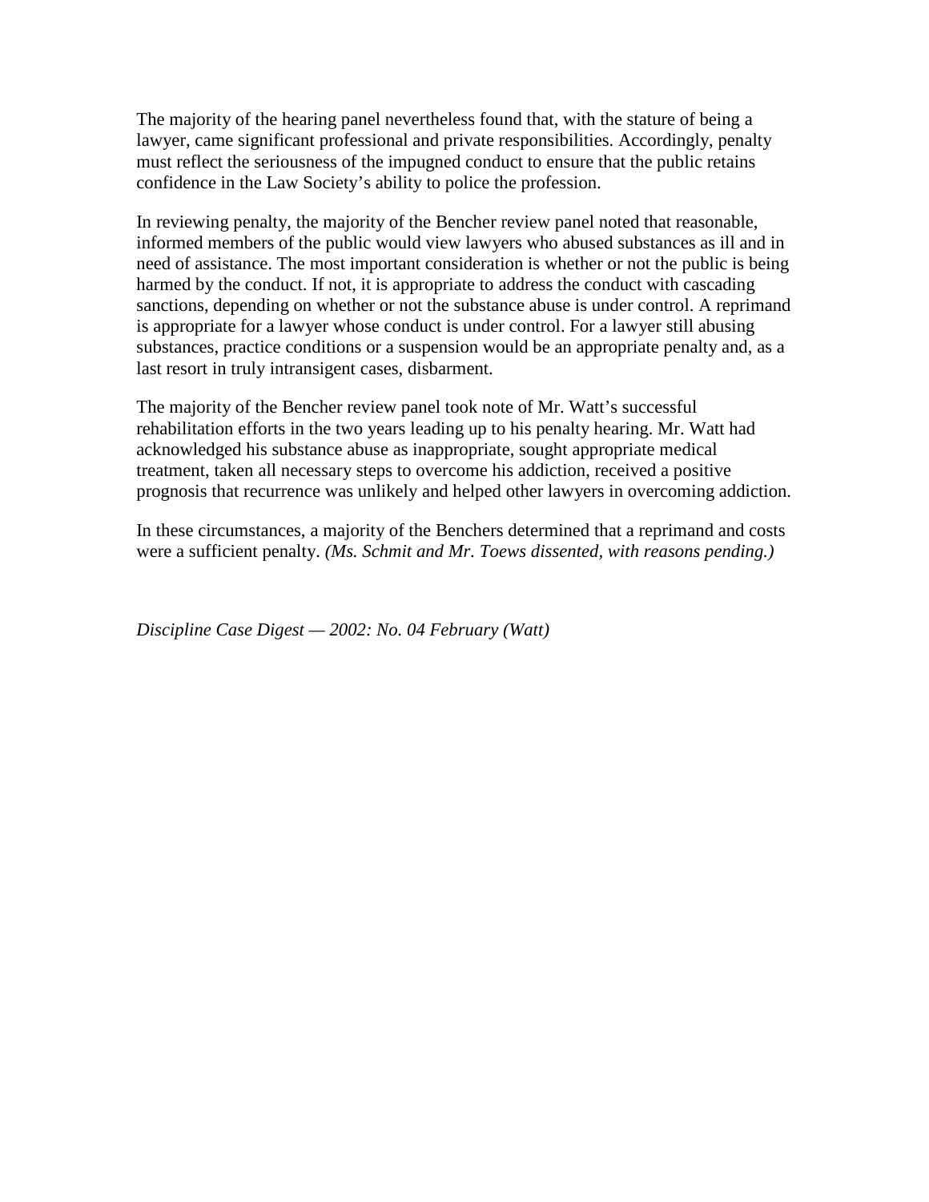The majority of the hearing panel nevertheless found that, with the stature of being a lawyer, came significant professional and private responsibilities. Accordingly, penalty must reflect the seriousness of the impugned conduct to ensure that the public retains confidence in the Law Society's ability to police the profession.

In reviewing penalty, the majority of the Bencher review panel noted that reasonable, informed members of the public would view lawyers who abused substances as ill and in need of assistance. The most important consideration is whether or not the public is being harmed by the conduct. If not, it is appropriate to address the conduct with cascading sanctions, depending on whether or not the substance abuse is under control. A reprimand is appropriate for a lawyer whose conduct is under control. For a lawyer still abusing substances, practice conditions or a suspension would be an appropriate penalty and, as a last resort in truly intransigent cases, disbarment.

The majority of the Bencher review panel took note of Mr. Watt's successful rehabilitation efforts in the two years leading up to his penalty hearing. Mr. Watt had acknowledged his substance abuse as inappropriate, sought appropriate medical treatment, taken all necessary steps to overcome his addiction, received a positive prognosis that recurrence was unlikely and helped other lawyers in overcoming addiction.

In these circumstances, a majority of the Benchers determined that a reprimand and costs were a sufficient penalty. *(Ms. Schmit and Mr. Toews dissented, with reasons pending.)*

*Discipline Case Digest — 2002: No. 04 February (Watt)*